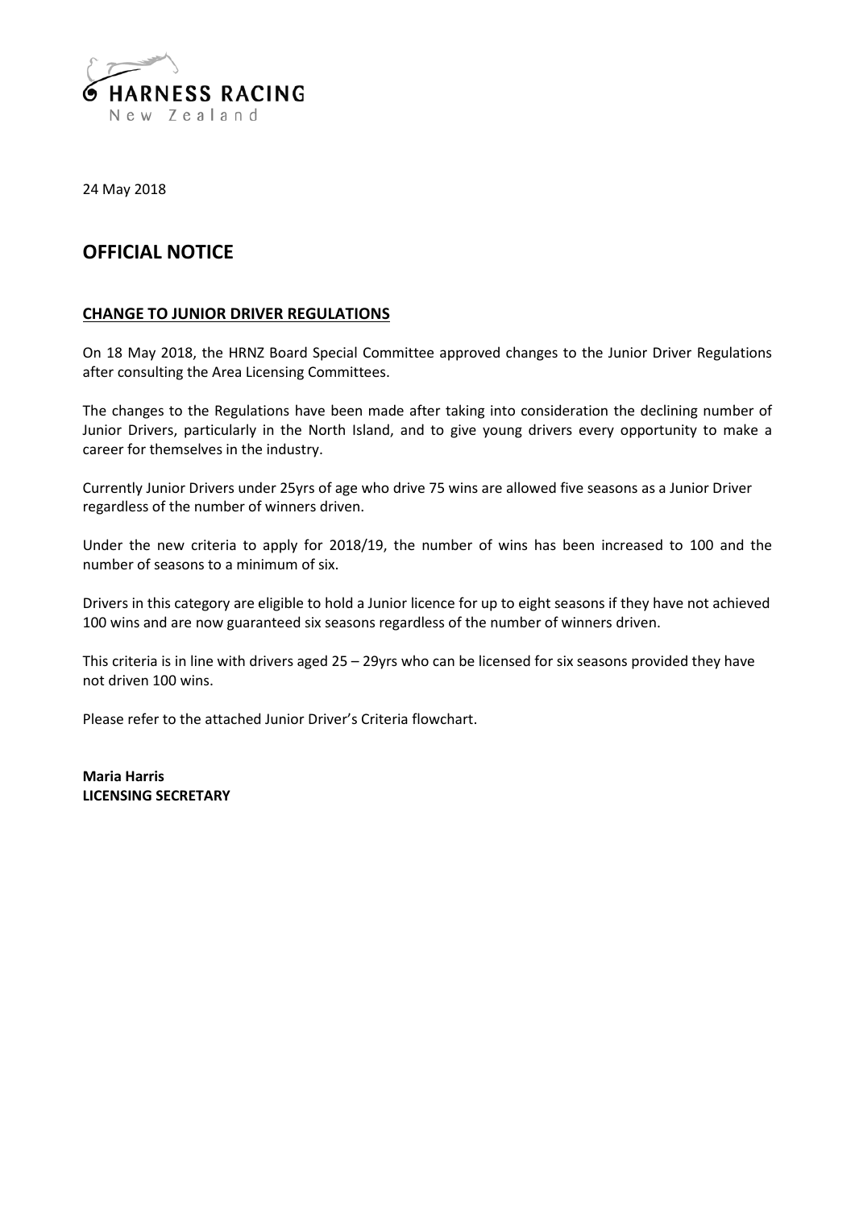HARNESS RACING
New Zealand

24 May 2018

## OFFICIAL NOTICE

### CHANGE TO JUNIOR DRIVER REGULATIONS

On 18 May 2018, the HRNZ Board Special Committee approved changes to the Junior Driver Regulations after consulting the Area Licensing Committees.

The changes to the Regulations have been made after taking into consideration the declining number of Junior Drivers, particularly in the North Island, and to give young drivers every opportunity to make a career for themselves in the industry.

Currently Junior Drivers under 25yrs of age who drive 75 wins are allowed five seasons as a Junior Driver regardless of the number of winners driven.

Under the new criteria to apply for 2018/19, the number of wins has been increased to 100 and the number of seasons to a minimum of six.

Drivers in this category are eligible to hold a Junior licence for up to eight seasons if they have not achieved 100 wins and are now guaranteed six seasons regardless of the number of winners driven.

This criteria is in line with drivers aged 25 – 29yrs who can be licensed for six seasons provided they have not driven 100 wins.

Please refer to the attached Junior Driver's Criteria flowchart.

**Maria Harris**
**LICENSING SECRETARY**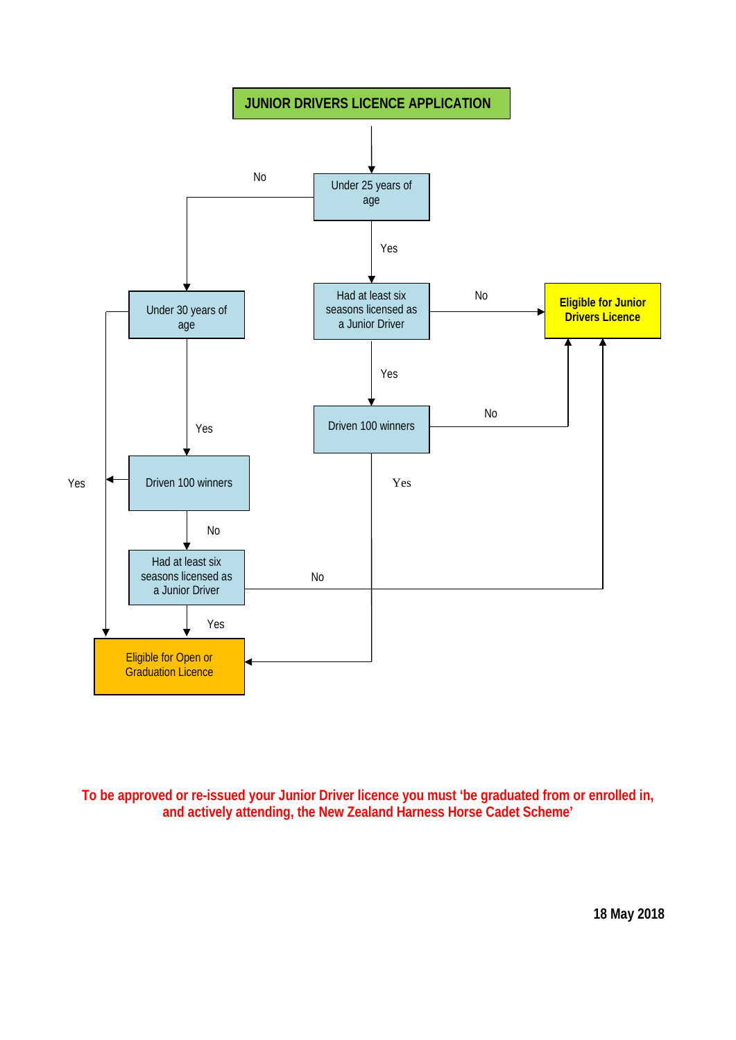# JUNIOR DRIVERS LICENCE APPLICATION

Under 25 years of age

No

Yes

Under 30 years of age

Had at least six seasons licensed as a Junior Driver

No

**Eligible for Junior Drivers Licence**

Yes

Driven 100 winners

No

Yes

Yes

Yes

Driven 100 winners

No

Had at least six seasons licensed as a Junior Driver

No

Yes

Eligible for Open or Graduation Licence

**To be approved or re-issued your Junior Driver licence you must 'be graduated from or enrolled in, and actively attending, the New Zealand Harness Horse Cadet Scheme'**

**18 May 2018**